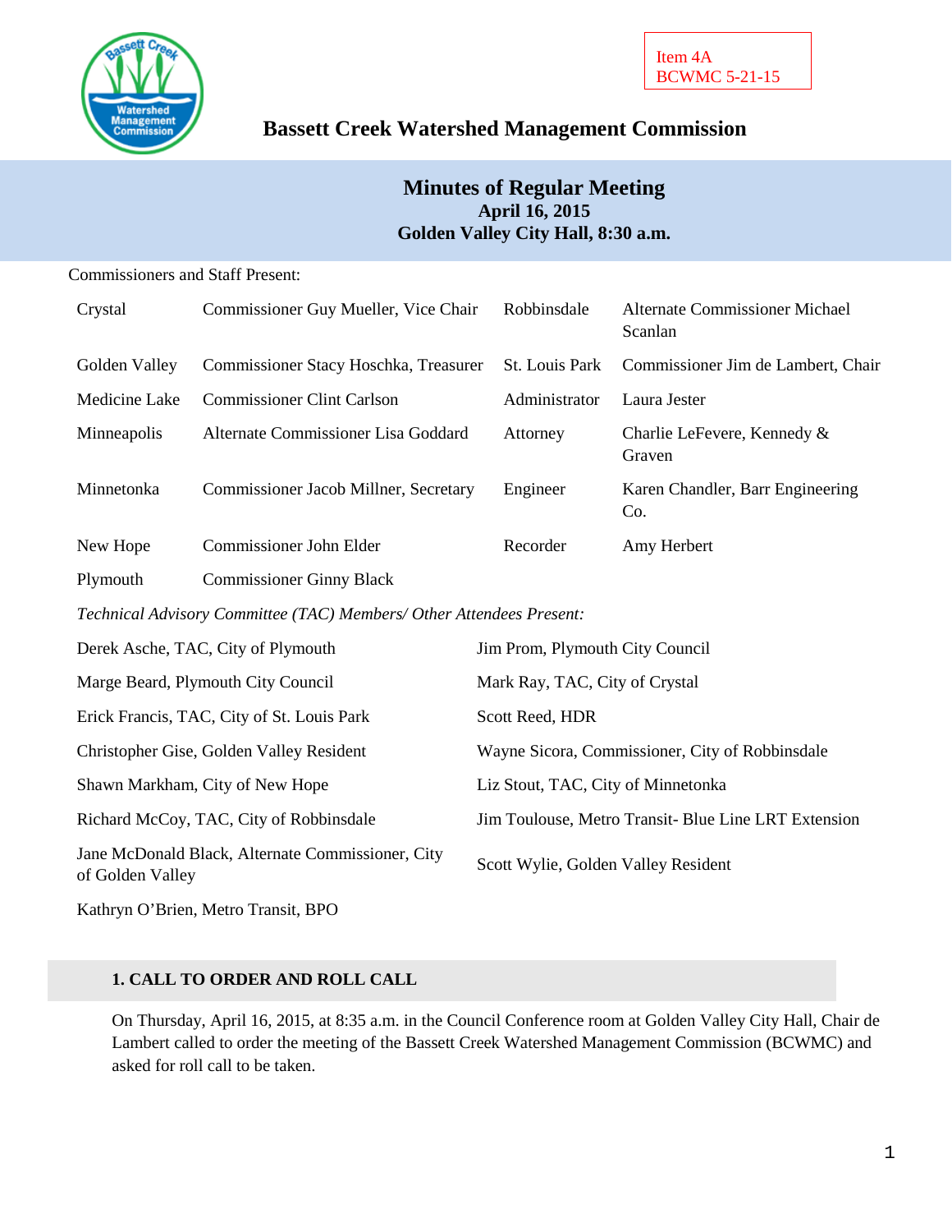Item 4A
BCWMC 5-21-15

# Bassett Creek Watershed Management Commission

## Minutes of Regular Meeting
**April 16, 2015**
**Golden Valley City Hall, 8:30 a.m.**

Commissioners and Staff Present:

| | | | |
|---|---|---|---|
| Crystal | Commissioner Guy Mueller, Vice Chair | Robbinsdale | Alternate Commissioner Michael Scanlan |
| Golden Valley | Commissioner Stacy Hoschka, Treasurer | St. Louis Park | Commissioner Jim de Lambert, Chair |
| Medicine Lake | Commissioner Clint Carlson | Administrator | Laura Jester |
| Minneapolis | Alternate Commissioner Lisa Goddard | Attorney | Charlie LeFevere, Kennedy & Graven |
| Minnetonka | Commissioner Jacob Millner, Secretary | Engineer | Karen Chandler, Barr Engineering Co. |
| New Hope | Commissioner John Elder | Recorder | Amy Herbert |
| Plymouth | Commissioner Ginny Black | | |

*Technical Advisory Committee (TAC) Members/ Other Attendees Present:*

| | |
|---|---|
| Derek Asche, TAC, City of Plymouth | Jim Prom, Plymouth City Council |
| Marge Beard, Plymouth City Council | Mark Ray, TAC, City of Crystal |
| Erick Francis, TAC, City of St. Louis Park | Scott Reed, HDR |
| Christopher Gise, Golden Valley Resident | Wayne Sicora, Commissioner, City of Robbinsdale |
| Shawn Markham, City of New Hope | Liz Stout, TAC, City of Minnetonka |
| Richard McCoy, TAC, City of Robbinsdale | Jim Toulouse, Metro Transit- Blue Line LRT Extension |
| Jane McDonald Black, Alternate Commissioner, City of Golden Valley | Scott Wylie, Golden Valley Resident |
| Kathryn O'Brien, Metro Transit, BPO | |

### 1. CALL TO ORDER AND ROLL CALL

On Thursday, April 16, 2015, at 8:35 a.m. in the Council Conference room at Golden Valley City Hall, Chair de Lambert called to order the meeting of the Bassett Creek Watershed Management Commission (BCWMC) and asked for roll call to be taken.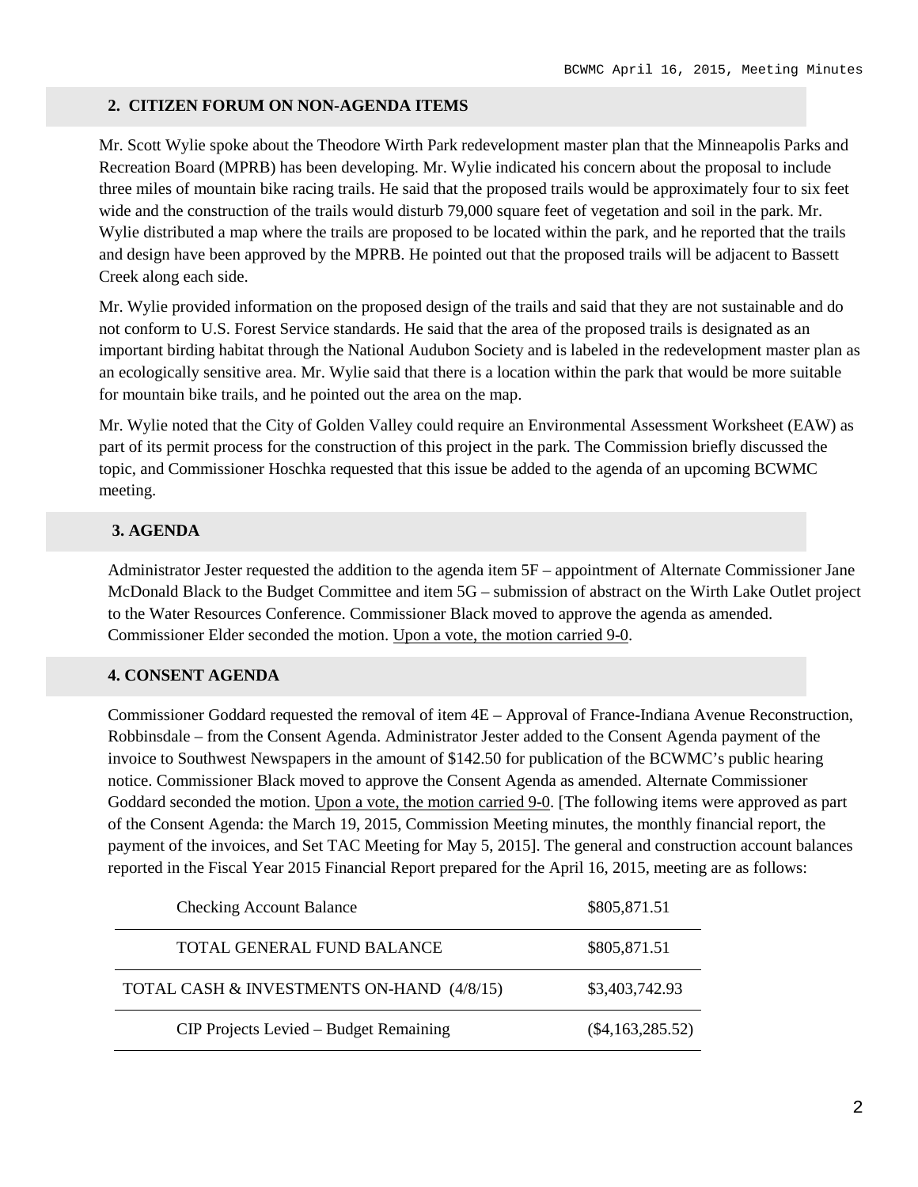## 2. CITIZEN FORUM ON NON-AGENDA ITEMS

Mr. Scott Wylie spoke about the Theodore Wirth Park redevelopment master plan that the Minneapolis Parks and Recreation Board (MPRB) has been developing. Mr. Wylie indicated his concern about the proposal to include three miles of mountain bike racing trails. He said that the proposed trails would be approximately four to six feet wide and the construction of the trails would disturb 79,000 square feet of vegetation and soil in the park. Mr. Wylie distributed a map where the trails are proposed to be located within the park, and he reported that the trails and design have been approved by the MPRB. He pointed out that the proposed trails will be adjacent to Bassett Creek along each side.

Mr. Wylie provided information on the proposed design of the trails and said that they are not sustainable and do not conform to U.S. Forest Service standards. He said that the area of the proposed trails is designated as an important birding habitat through the National Audubon Society and is labeled in the redevelopment master plan as an ecologically sensitive area. Mr. Wylie said that there is a location within the park that would be more suitable for mountain bike trails, and he pointed out the area on the map.

Mr. Wylie noted that the City of Golden Valley could require an Environmental Assessment Worksheet (EAW) as part of its permit process for the construction of this project in the park. The Commission briefly discussed the topic, and Commissioner Hoschka requested that this issue be added to the agenda of an upcoming BCWMC meeting.

## 3. AGENDA

Administrator Jester requested the addition to the agenda item 5F – appointment of Alternate Commissioner Jane McDonald Black to the Budget Committee and item 5G – submission of abstract on the Wirth Lake Outlet project to the Water Resources Conference. Commissioner Black moved to approve the agenda as amended. Commissioner Elder seconded the motion. Upon a vote, the motion carried 9-0.

## 4. CONSENT AGENDA

Commissioner Goddard requested the removal of item 4E – Approval of France-Indiana Avenue Reconstruction, Robbinsdale – from the Consent Agenda. Administrator Jester added to the Consent Agenda payment of the invoice to Southwest Newspapers in the amount of $142.50 for publication of the BCWMC's public hearing notice. Commissioner Black moved to approve the Consent Agenda as amended. Alternate Commissioner Goddard seconded the motion. Upon a vote, the motion carried 9-0. [The following items were approved as part of the Consent Agenda: the March 19, 2015, Commission Meeting minutes, the monthly financial report, the payment of the invoices, and Set TAC Meeting for May 5, 2015]. The general and construction account balances reported in the Fiscal Year 2015 Financial Report prepared for the April 16, 2015, meeting are as follows:

| | |
|---|---|
| Checking Account Balance | $805,871.51 |
| TOTAL GENERAL FUND BALANCE | $805,871.51 |
| TOTAL CASH & INVESTMENTS ON-HAND (4/8/15) | $3,403,742.93 |
| CIP Projects Levied – Budget Remaining | ($4,163,285.52) |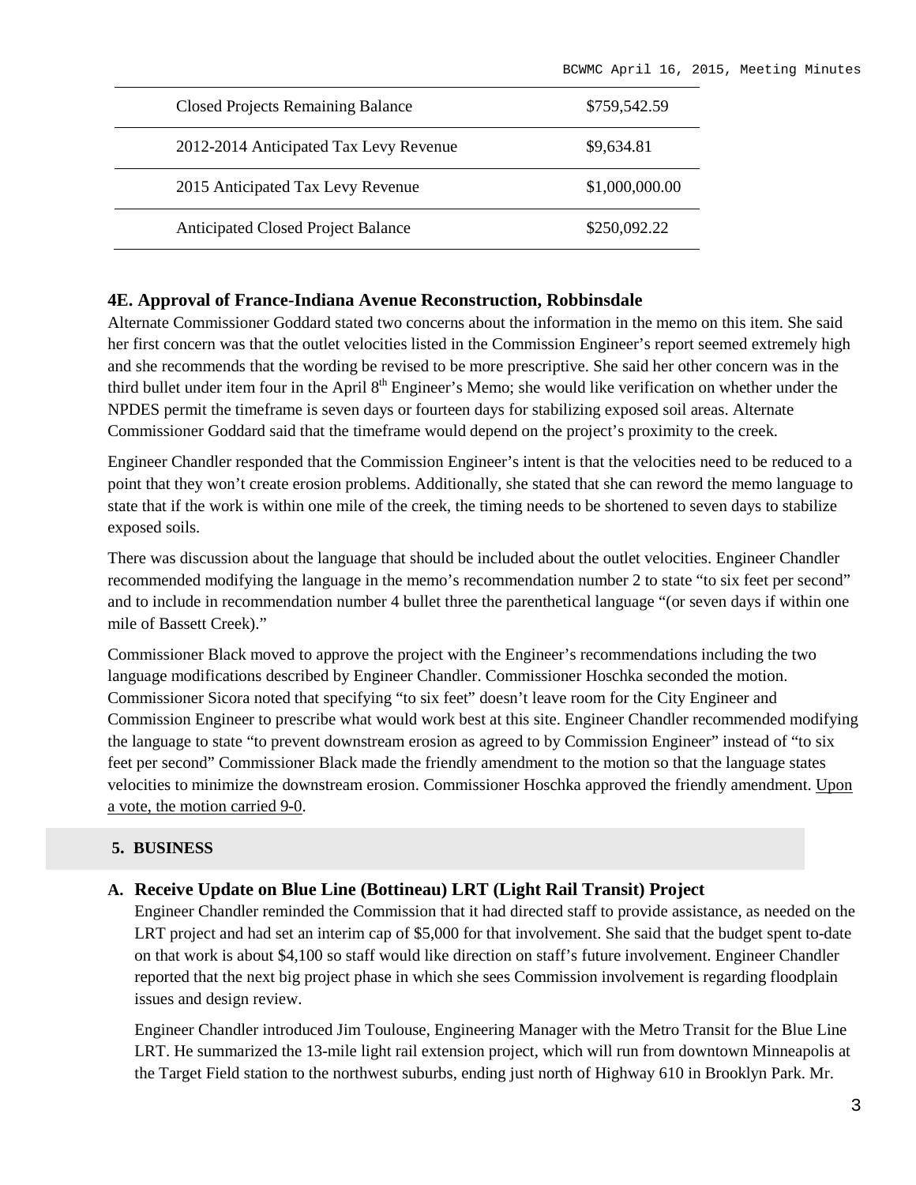| | |
|---|---|
| Closed Projects Remaining Balance | \$759,542.59 |
| 2012-2014 Anticipated Tax Levy Revenue | \$9,634.81 |
| 2015 Anticipated Tax Levy Revenue | \$1,000,000.00 |
| Anticipated Closed Project Balance | \$250,092.22 |

### 4E. Approval of France-Indiana Avenue Reconstruction, Robbinsdale

Alternate Commissioner Goddard stated two concerns about the information in the memo on this item. She said her first concern was that the outlet velocities listed in the Commission Engineer's report seemed extremely high and she recommends that the wording be revised to be more prescriptive. She said her other concern was in the third bullet under item four in the April 8th Engineer's Memo; she would like verification on whether under the NPDES permit the timeframe is seven days or fourteen days for stabilizing exposed soil areas. Alternate Commissioner Goddard said that the timeframe would depend on the project's proximity to the creek.

Engineer Chandler responded that the Commission Engineer's intent is that the velocities need to be reduced to a point that they won't create erosion problems. Additionally, she stated that she can reword the memo language to state that if the work is within one mile of the creek, the timing needs to be shortened to seven days to stabilize exposed soils.

There was discussion about the language that should be included about the outlet velocities. Engineer Chandler recommended modifying the language in the memo's recommendation number 2 to state "to six feet per second" and to include in recommendation number 4 bullet three the parenthetical language "(or seven days if within one mile of Bassett Creek)."

Commissioner Black moved to approve the project with the Engineer's recommendations including the two language modifications described by Engineer Chandler. Commissioner Hoschka seconded the motion. Commissioner Sicora noted that specifying "to six feet" doesn't leave room for the City Engineer and Commission Engineer to prescribe what would work best at this site. Engineer Chandler recommended modifying the language to state "to prevent downstream erosion as agreed to by Commission Engineer" instead of "to six feet per second" Commissioner Black made the friendly amendment to the motion so that the language states velocities to minimize the downstream erosion. Commissioner Hoschka approved the friendly amendment. Upon a vote, the motion carried 9-0.

## 5. BUSINESS

### A. Receive Update on Blue Line (Bottineau) LRT (Light Rail Transit) Project

Engineer Chandler reminded the Commission that it had directed staff to provide assistance, as needed on the LRT project and had set an interim cap of \$5,000 for that involvement. She said that the budget spent to-date on that work is about \$4,100 so staff would like direction on staff's future involvement. Engineer Chandler reported that the next big project phase in which she sees Commission involvement is regarding floodplain issues and design review.

Engineer Chandler introduced Jim Toulouse, Engineering Manager with the Metro Transit for the Blue Line LRT. He summarized the 13-mile light rail extension project, which will run from downtown Minneapolis at the Target Field station to the northwest suburbs, ending just north of Highway 610 in Brooklyn Park. Mr.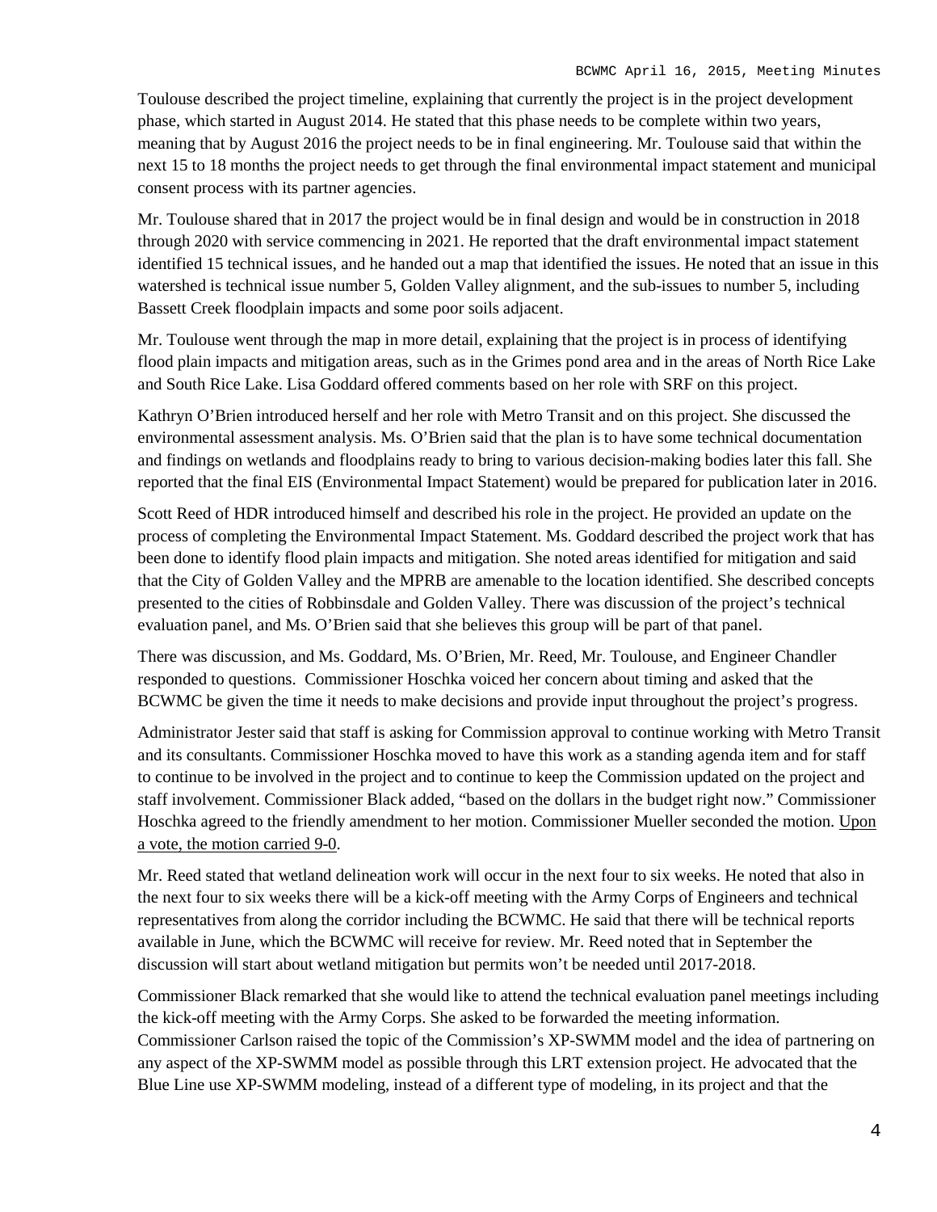Toulouse described the project timeline, explaining that currently the project is in the project development phase, which started in August 2014. He stated that this phase needs to be complete within two years, meaning that by August 2016 the project needs to be in final engineering. Mr. Toulouse said that within the next 15 to 18 months the project needs to get through the final environmental impact statement and municipal consent process with its partner agencies.

Mr. Toulouse shared that in 2017 the project would be in final design and would be in construction in 2018 through 2020 with service commencing in 2021. He reported that the draft environmental impact statement identified 15 technical issues, and he handed out a map that identified the issues. He noted that an issue in this watershed is technical issue number 5, Golden Valley alignment, and the sub-issues to number 5, including Bassett Creek floodplain impacts and some poor soils adjacent.

Mr. Toulouse went through the map in more detail, explaining that the project is in process of identifying flood plain impacts and mitigation areas, such as in the Grimes pond area and in the areas of North Rice Lake and South Rice Lake. Lisa Goddard offered comments based on her role with SRF on this project.

Kathryn O'Brien introduced herself and her role with Metro Transit and on this project. She discussed the environmental assessment analysis. Ms. O'Brien said that the plan is to have some technical documentation and findings on wetlands and floodplains ready to bring to various decision-making bodies later this fall. She reported that the final EIS (Environmental Impact Statement) would be prepared for publication later in 2016.

Scott Reed of HDR introduced himself and described his role in the project. He provided an update on the process of completing the Environmental Impact Statement. Ms. Goddard described the project work that has been done to identify flood plain impacts and mitigation. She noted areas identified for mitigation and said that the City of Golden Valley and the MPRB are amenable to the location identified. She described concepts presented to the cities of Robbinsdale and Golden Valley. There was discussion of the project's technical evaluation panel, and Ms. O'Brien said that she believes this group will be part of that panel.

There was discussion, and Ms. Goddard, Ms. O'Brien, Mr. Reed, Mr. Toulouse, and Engineer Chandler responded to questions. Commissioner Hoschka voiced her concern about timing and asked that the BCWMC be given the time it needs to make decisions and provide input throughout the project's progress.

Administrator Jester said that staff is asking for Commission approval to continue working with Metro Transit and its consultants. Commissioner Hoschka moved to have this work as a standing agenda item and for staff to continue to be involved in the project and to continue to keep the Commission updated on the project and staff involvement. Commissioner Black added, "based on the dollars in the budget right now." Commissioner Hoschka agreed to the friendly amendment to her motion. Commissioner Mueller seconded the motion. Upon a vote, the motion carried 9-0.

Mr. Reed stated that wetland delineation work will occur in the next four to six weeks. He noted that also in the next four to six weeks there will be a kick-off meeting with the Army Corps of Engineers and technical representatives from along the corridor including the BCWMC. He said that there will be technical reports available in June, which the BCWMC will receive for review. Mr. Reed noted that in September the discussion will start about wetland mitigation but permits won't be needed until 2017-2018.

Commissioner Black remarked that she would like to attend the technical evaluation panel meetings including the kick-off meeting with the Army Corps. She asked to be forwarded the meeting information. Commissioner Carlson raised the topic of the Commission's XP-SWMM model and the idea of partnering on any aspect of the XP-SWMM model as possible through this LRT extension project. He advocated that the Blue Line use XP-SWMM modeling, instead of a different type of modeling, in its project and that the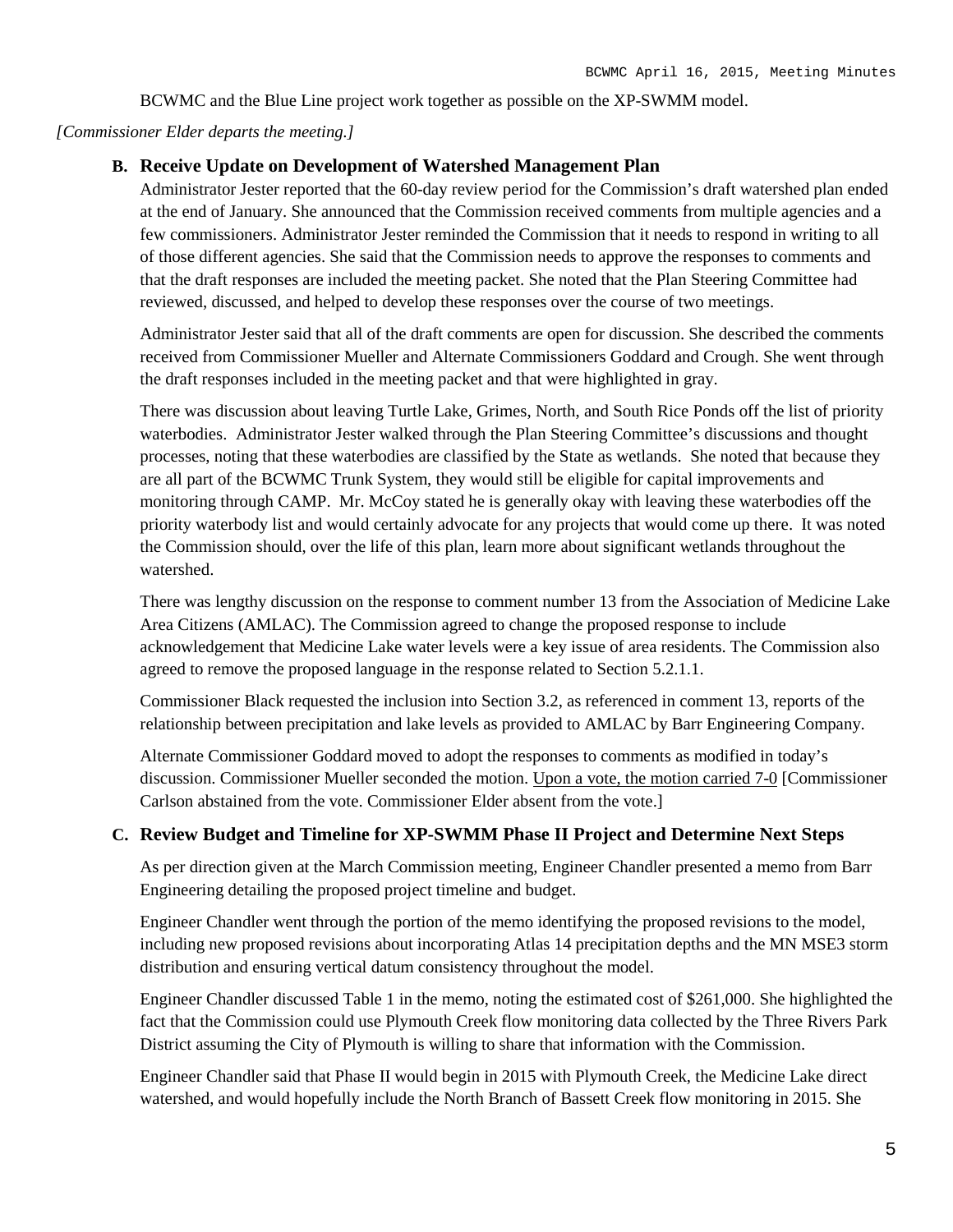BCWMC and the Blue Line project work together as possible on the XP-SWMM model.

*[Commissioner Elder departs the meeting.]*

### B. Receive Update on Development of Watershed Management Plan

Administrator Jester reported that the 60-day review period for the Commission's draft watershed plan ended at the end of January. She announced that the Commission received comments from multiple agencies and a few commissioners. Administrator Jester reminded the Commission that it needs to respond in writing to all of those different agencies. She said that the Commission needs to approve the responses to comments and that the draft responses are included the meeting packet. She noted that the Plan Steering Committee had reviewed, discussed, and helped to develop these responses over the course of two meetings.

Administrator Jester said that all of the draft comments are open for discussion. She described the comments received from Commissioner Mueller and Alternate Commissioners Goddard and Crough. She went through the draft responses included in the meeting packet and that were highlighted in gray.

There was discussion about leaving Turtle Lake, Grimes, North, and South Rice Ponds off the list of priority waterbodies. Administrator Jester walked through the Plan Steering Committee's discussions and thought processes, noting that these waterbodies are classified by the State as wetlands. She noted that because they are all part of the BCWMC Trunk System, they would still be eligible for capital improvements and monitoring through CAMP. Mr. McCoy stated he is generally okay with leaving these waterbodies off the priority waterbody list and would certainly advocate for any projects that would come up there. It was noted the Commission should, over the life of this plan, learn more about significant wetlands throughout the watershed.

There was lengthy discussion on the response to comment number 13 from the Association of Medicine Lake Area Citizens (AMLAC). The Commission agreed to change the proposed response to include acknowledgement that Medicine Lake water levels were a key issue of area residents. The Commission also agreed to remove the proposed language in the response related to Section 5.2.1.1.

Commissioner Black requested the inclusion into Section 3.2, as referenced in comment 13, reports of the relationship between precipitation and lake levels as provided to AMLAC by Barr Engineering Company.

Alternate Commissioner Goddard moved to adopt the responses to comments as modified in today's discussion. Commissioner Mueller seconded the motion. Upon a vote, the motion carried 7-0 [Commissioner Carlson abstained from the vote. Commissioner Elder absent from the vote.]

### C. Review Budget and Timeline for XP-SWMM Phase II Project and Determine Next Steps

As per direction given at the March Commission meeting, Engineer Chandler presented a memo from Barr Engineering detailing the proposed project timeline and budget.

Engineer Chandler went through the portion of the memo identifying the proposed revisions to the model, including new proposed revisions about incorporating Atlas 14 precipitation depths and the MN MSE3 storm distribution and ensuring vertical datum consistency throughout the model.

Engineer Chandler discussed Table 1 in the memo, noting the estimated cost of $261,000. She highlighted the fact that the Commission could use Plymouth Creek flow monitoring data collected by the Three Rivers Park District assuming the City of Plymouth is willing to share that information with the Commission.

Engineer Chandler said that Phase II would begin in 2015 with Plymouth Creek, the Medicine Lake direct watershed, and would hopefully include the North Branch of Bassett Creek flow monitoring in 2015. She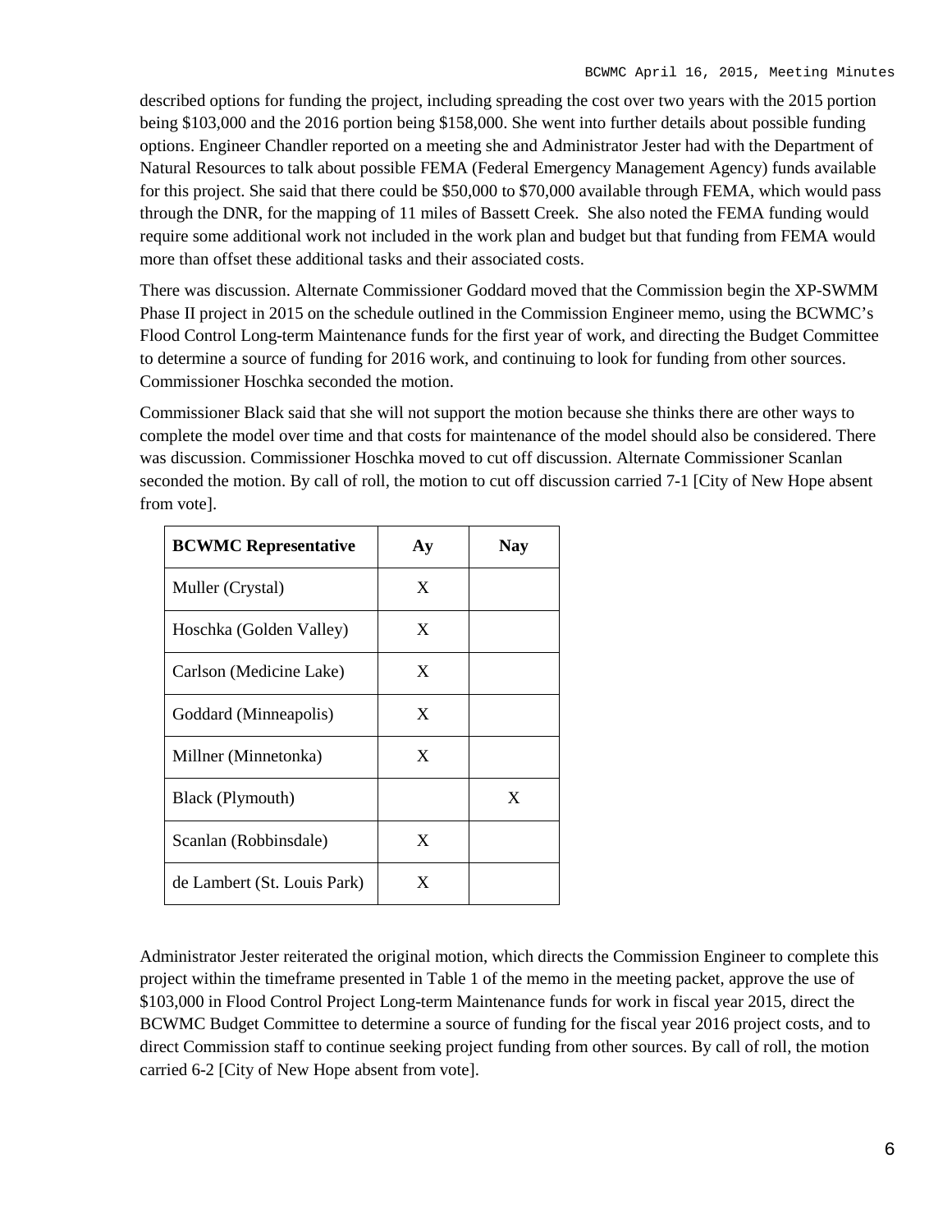described options for funding the project, including spreading the cost over two years with the 2015 portion being $103,000 and the 2016 portion being $158,000. She went into further details about possible funding options. Engineer Chandler reported on a meeting she and Administrator Jester had with the Department of Natural Resources to talk about possible FEMA (Federal Emergency Management Agency) funds available for this project. She said that there could be $50,000 to $70,000 available through FEMA, which would pass through the DNR, for the mapping of 11 miles of Bassett Creek. She also noted the FEMA funding would require some additional work not included in the work plan and budget but that funding from FEMA would more than offset these additional tasks and their associated costs.

There was discussion. Alternate Commissioner Goddard moved that the Commission begin the XP-SWMM Phase II project in 2015 on the schedule outlined in the Commission Engineer memo, using the BCWMC's Flood Control Long-term Maintenance funds for the first year of work, and directing the Budget Committee to determine a source of funding for 2016 work, and continuing to look for funding from other sources. Commissioner Hoschka seconded the motion.

Commissioner Black said that she will not support the motion because she thinks there are other ways to complete the model over time and that costs for maintenance of the model should also be considered. There was discussion. Commissioner Hoschka moved to cut off discussion. Alternate Commissioner Scanlan seconded the motion. By call of roll, the motion to cut off discussion carried 7-1 [City of New Hope absent from vote].

| BCWMC Representative | Ay | Nay |
|---|---|---|
| Muller (Crystal) | X | |
| Hoschka (Golden Valley) | X | |
| Carlson (Medicine Lake) | X | |
| Goddard (Minneapolis) | X | |
| Millner (Minnetonka) | X | |
| Black (Plymouth) | | X |
| Scanlan (Robbinsdale) | X | |
| de Lambert (St. Louis Park) | X | |

Administrator Jester reiterated the original motion, which directs the Commission Engineer to complete this project within the timeframe presented in Table 1 of the memo in the meeting packet, approve the use of $103,000 in Flood Control Project Long-term Maintenance funds for work in fiscal year 2015, direct the BCWMC Budget Committee to determine a source of funding for the fiscal year 2016 project costs, and to direct Commission staff to continue seeking project funding from other sources. By call of roll, the motion carried 6-2 [City of New Hope absent from vote].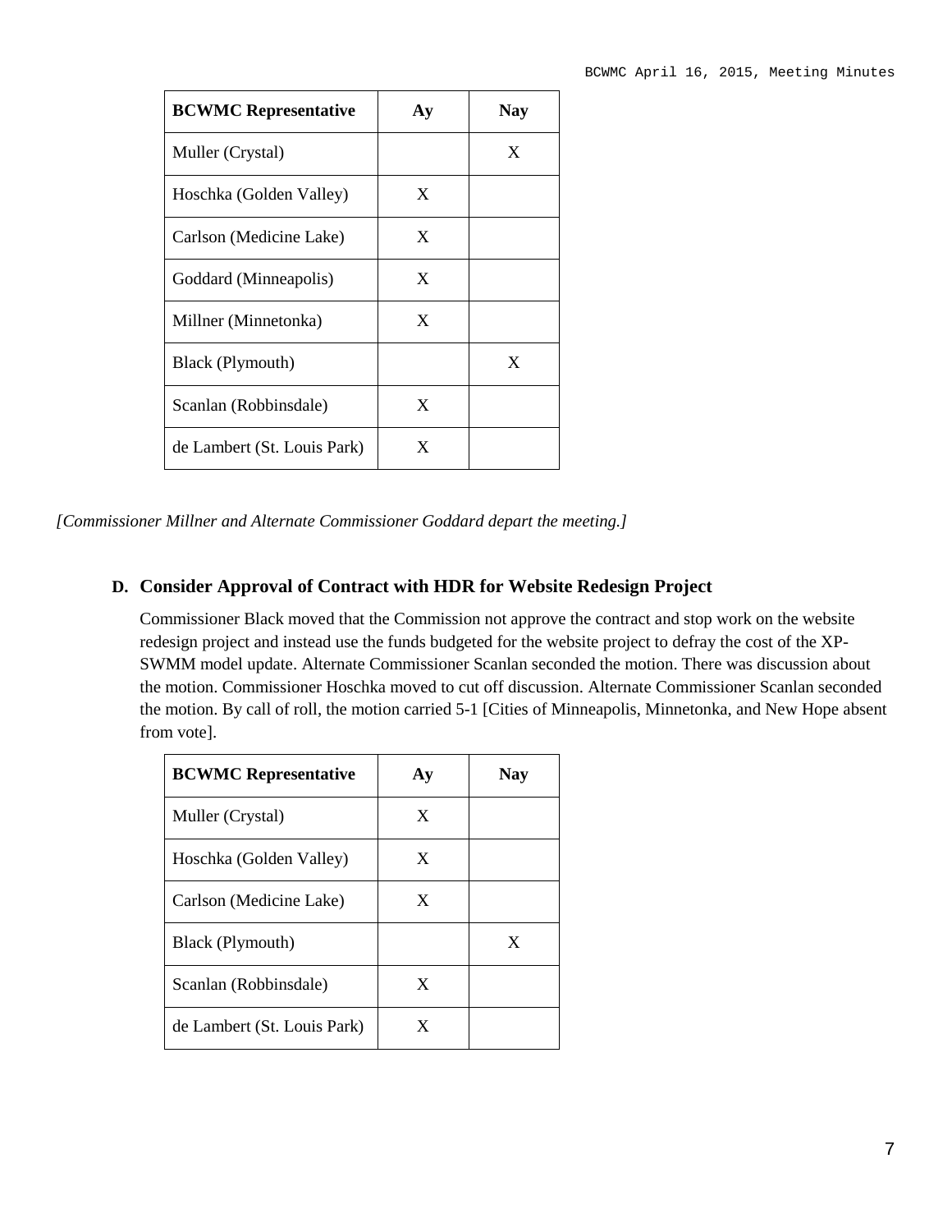| BCWMC Representative | Ay | Nay |
| --- | --- | --- |
| Muller (Crystal) | | X |
| Hoschka (Golden Valley) | X | |
| Carlson (Medicine Lake) | X | |
| Goddard (Minneapolis) | X | |
| Millner (Minnetonka) | X | |
| Black (Plymouth) | | X |
| Scanlan (Robbinsdale) | X | |
| de Lambert (St. Louis Park) | X | |

*[Commissioner Millner and Alternate Commissioner Goddard depart the meeting.]*

### D. Consider Approval of Contract with HDR for Website Redesign Project

Commissioner Black moved that the Commission not approve the contract and stop work on the website redesign project and instead use the funds budgeted for the website project to defray the cost of the XP-SWMM model update. Alternate Commissioner Scanlan seconded the motion. There was discussion about the motion. Commissioner Hoschka moved to cut off discussion. Alternate Commissioner Scanlan seconded the motion. By call of roll, the motion carried 5-1 [Cities of Minneapolis, Minnetonka, and New Hope absent from vote].

| BCWMC Representative | Ay | Nay |
| --- | --- | --- |
| Muller (Crystal) | X | |
| Hoschka (Golden Valley) | X | |
| Carlson (Medicine Lake) | X | |
| Black (Plymouth) | | X |
| Scanlan (Robbinsdale) | X | |
| de Lambert (St. Louis Park) | X | |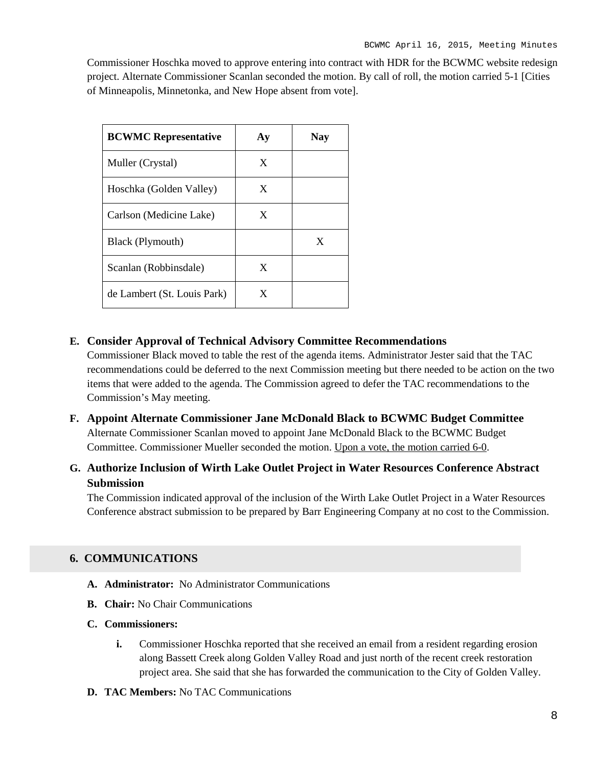Commissioner Hoschka moved to approve entering into contract with HDR for the BCWMC website redesign project. Alternate Commissioner Scanlan seconded the motion. By call of roll, the motion carried 5-1 [Cities of Minneapolis, Minnetonka, and New Hope absent from vote].

| BCWMC Representative | Ay | Nay |
| --- | --- | --- |
| Muller (Crystal) | X | |
| Hoschka (Golden Valley) | X | |
| Carlson (Medicine Lake) | X | |
| Black (Plymouth) | | X |
| Scanlan (Robbinsdale) | X | |
| de Lambert (St. Louis Park) | X | |

**E. Consider Approval of Technical Advisory Committee Recommendations**

Commissioner Black moved to table the rest of the agenda items. Administrator Jester said that the TAC recommendations could be deferred to the next Commission meeting but there needed to be action on the two items that were added to the agenda. The Commission agreed to defer the TAC recommendations to the Commission's May meeting.

**F. Appoint Alternate Commissioner Jane McDonald Black to BCWMC Budget Committee**

Alternate Commissioner Scanlan moved to appoint Jane McDonald Black to the BCWMC Budget Committee. Commissioner Mueller seconded the motion. Upon a vote, the motion carried 6-0.

**G. Authorize Inclusion of Wirth Lake Outlet Project in Water Resources Conference Abstract Submission**

The Commission indicated approval of the inclusion of the Wirth Lake Outlet Project in a Water Resources Conference abstract submission to be prepared by Barr Engineering Company at no cost to the Commission.

## 6. COMMUNICATIONS

**A. Administrator:** No Administrator Communications

**B. Chair:** No Chair Communications

**C. Commissioners:**

**i.** Commissioner Hoschka reported that she received an email from a resident regarding erosion along Bassett Creek along Golden Valley Road and just north of the recent creek restoration project area. She said that she has forwarded the communication to the City of Golden Valley.

**D. TAC Members:** No TAC Communications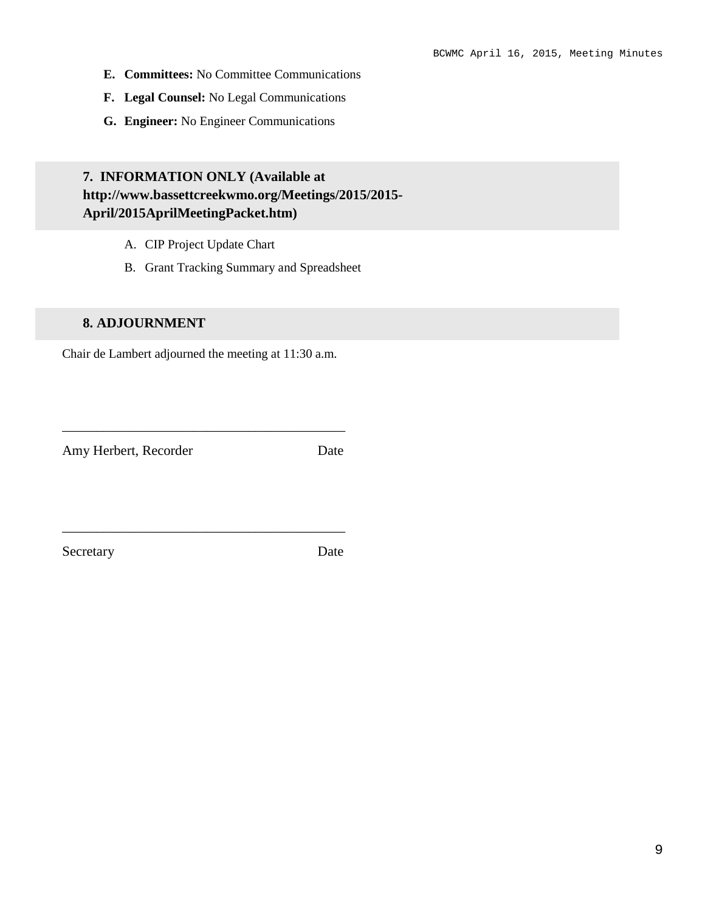**E. Committees:** No Committee Communications

**F. Legal Counsel:** No Legal Communications

**G. Engineer:** No Engineer Communications

## 7. INFORMATION ONLY (Available at http://www.bassettcreekwmo.org/Meetings/2015/2015-April/2015AprilMeetingPacket.htm)

A. CIP Project Update Chart

B. Grant Tracking Summary and Spreadsheet

## 8. ADJOURNMENT

Chair de Lambert adjourned the meeting at 11:30 a.m.

\_\_\_\_\_\_\_\_\_\_\_\_\_\_\_\_\_\_\_\_\_\_\_\_\_\_\_\_\_\_\_\_\_\_\_\_\_\_\_\_\_\_

Amy Herbert, Recorder Date

\_\_\_\_\_\_\_\_\_\_\_\_\_\_\_\_\_\_\_\_\_\_\_\_\_\_\_\_\_\_\_\_\_\_\_\_\_\_\_\_\_\_

Secretary Date